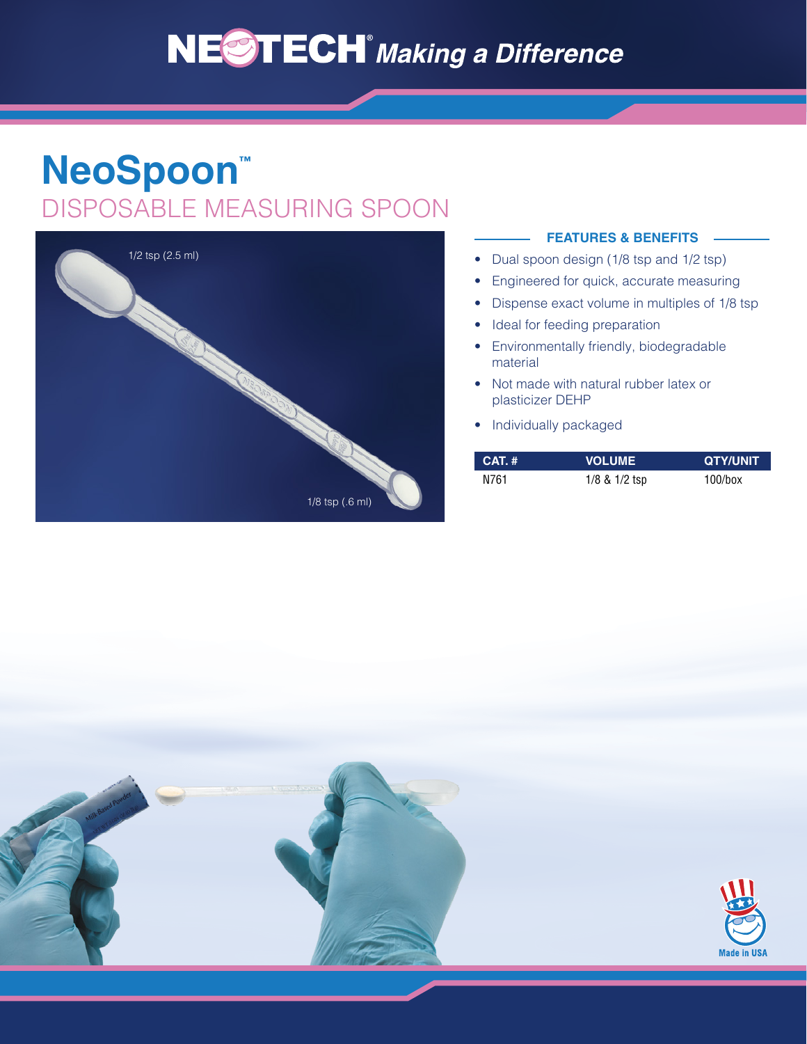# NEOTECH® *Making a Difference*

# NeoSpoon™

## DISPOSABLE MEASURING SPOON

1/2 tsp (2.5 ml)

1/8 tsp (.6 ml)

### FEATURES & BENEFITS

- Dual spoon design (1/8 tsp and 1/2 tsp)
- Engineered for quick, accurate measuring
- Dispense exact volume in multiples of 1/8 tsp
- Ideal for feeding preparation
- Environmentally friendly, biodegradable material
- Not made with natural rubber latex or plasticizer DEHP
- Individually packaged

| CAT. # | VOLUME | QTY/UNIT |
| --- | --- | --- |
| N761 | 1/8 & 1/2 tsp | 100/box |

Made in USA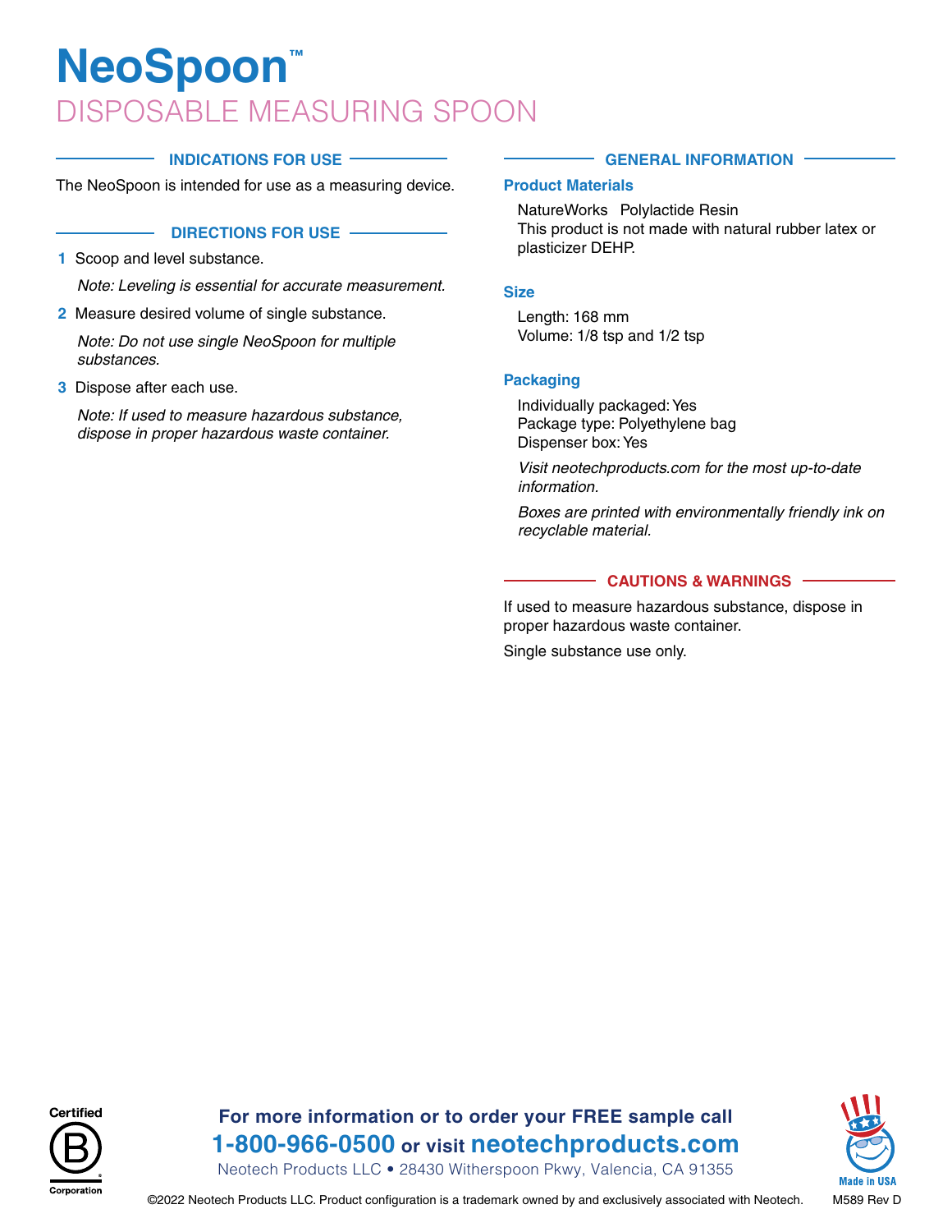# NeoSpoon™

## DISPOSABLE MEASURING SPOON

### INDICATIONS FOR USE

The NeoSpoon is intended for use as a measuring device.

### DIRECTIONS FOR USE

1. Scoop and level substance.

   *Note: Leveling is essential for accurate measurement.*

2. Measure desired volume of single substance.

   *Note: Do not use single NeoSpoon for multiple substances.*

3. Dispose after each use.

   *Note: If used to measure hazardous substance, dispose in proper hazardous waste container.*

### GENERAL INFORMATION

**Product Materials**

NatureWorks Polylactide Resin
This product is not made with natural rubber latex or plasticizer DEHP.

**Size**

Length: 168 mm
Volume: 1/8 tsp and 1/2 tsp

**Packaging**

Individually packaged: Yes
Package type: Polyethylene bag
Dispenser box: Yes

*Visit neotechproducts.com for the most up-to-date information.*

*Boxes are printed with environmentally friendly ink on recyclable material.*

### CAUTIONS & WARNINGS

If used to measure hazardous substance, dispose in proper hazardous waste container.

Single substance use only.

Certified B Corporation

**For more information or to order your FREE sample call**
**1-800-966-0500 or visit neotechproducts.com**
Neotech Products LLC • 28430 Witherspoon Pkwy, Valencia, CA 91355

Made in USA

©2022 Neotech Products LLC. Product configuration is a trademark owned by and exclusively associated with Neotech. M589 Rev D